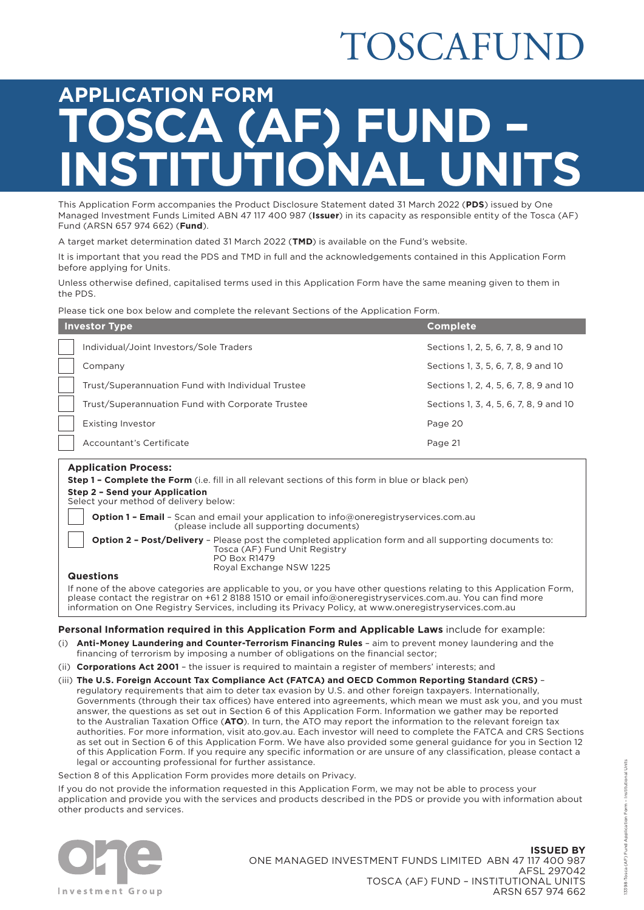# TOSCAFUND

# APPLICATION FORM
# TOSCA (AF) FUND – INSTITUTIONAL UNITS

This Application Form accompanies the Product Disclosure Statement dated 31 March 2022 (**PDS**) issued by One Managed Investment Funds Limited ABN 47 117 400 987 (**Issuer**) in its capacity as responsible entity of the Tosca (AF) Fund (ARSN 657 974 662) (**Fund**).

A target market determination dated 31 March 2022 (**TMD**) is available on the Fund's website.

It is important that you read the PDS and TMD in full and the acknowledgements contained in this Application Form before applying for Units.

Unless otherwise defined, capitalised terms used in this Application Form have the same meaning given to them in the PDS.

Please tick one box below and complete the relevant Sections of the Application Form.

| Investor Type | Complete |
|---|---|
| ☐ Individual/Joint Investors/Sole Traders | Sections 1, 2, 5, 6, 7, 8, 9 and 10 |
| ☐ Company | Sections 1, 3, 5, 6, 7, 8, 9 and 10 |
| ☐ Trust/Superannuation Fund with Individual Trustee | Sections 1, 2, 4, 5, 6, 7, 8, 9 and 10 |
| ☐ Trust/Superannuation Fund with Corporate Trustee | Sections 1, 3, 4, 5, 6, 7, 8, 9 and 10 |
| ☐ Existing Investor | Page 20 |
| ☐ Accountant's Certificate | Page 21 |

**Application Process:**

**Step 1 – Complete the Form** (i.e. fill in all relevant sections of this form in blue or black pen)

**Step 2 – Send your Application**
Select your method of delivery below:

☐ **Option 1 – Email** – Scan and email your application to info@oneregistryservices.com.au (please include all supporting documents)

☐ **Option 2 – Post/Delivery** – Please post the completed application form and all supporting documents to:
Tosca (AF) Fund Unit Registry
PO Box R1479
Royal Exchange NSW 1225

**Questions**

If none of the above categories are applicable to you, or you have other questions relating to this Application Form, please contact the registrar on +61 2 8188 1510 or email info@oneregistryservices.com.au. You can find more information on One Registry Services, including its Privacy Policy, at www.oneregistryservices.com.au

**Personal Information required in this Application Form and Applicable Laws** include for example:

(i) **Anti-Money Laundering and Counter-Terrorism Financing Rules** – aim to prevent money laundering and the financing of terrorism by imposing a number of obligations on the financial sector;

(ii) **Corporations Act 2001** – the issuer is required to maintain a register of members' interests; and

(iii) **The U.S. Foreign Account Tax Compliance Act (FATCA) and OECD Common Reporting Standard (CRS)** – regulatory requirements that aim to deter tax evasion by U.S. and other foreign taxpayers. Internationally, Governments (through their tax offices) have entered into agreements, which mean we must ask you, and you must answer, the questions as set out in Section 6 of this Application Form. Information we gather may be reported to the Australian Taxation Office (**ATO**). In turn, the ATO may report the information to the relevant foreign tax authorities. For more information, visit ato.gov.au. Each investor will need to complete the FATCA and CRS Sections as set out in Section 6 of this Application Form. We have also provided some general guidance for you in Section 12 of this Application Form. If you require any specific information or are unsure of any classification, please contact a legal or accounting professional for further assistance.

Section 8 of this Application Form provides more details on Privacy.

If you do not provide the information requested in this Application Form, we may not be able to process your application and provide you with the services and products described in the PDS or provide you with information about other products and services.

one Investment Group

**ISSUED BY**
ONE MANAGED INVESTMENT FUNDS LIMITED ABN 47 117 400 987
AFSL 297042
TOSCA (AF) FUND – INSTITUTIONAL UNITS
ARSN 657 974 662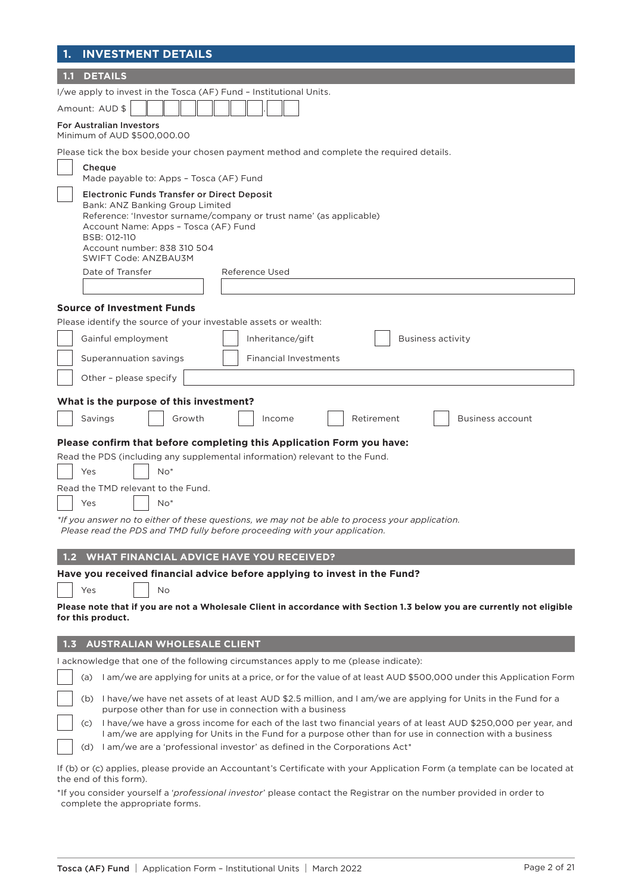## 1. INVESTMENT DETAILS

### 1.1 DETAILS

I/we apply to invest in the Tosca (AF) Fund – Institutional Units.

Amount: AUD $ ☐☐☐☐☐☐☐☐.☐☐

**For Australian Investors**
Minimum of AUD $500,000.00

Please tick the box beside your chosen payment method and complete the required details.

☐ **Cheque**
Made payable to: Apps – Tosca (AF) Fund

☐ **Electronic Funds Transfer or Direct Deposit**
Bank: ANZ Banking Group Limited
Reference: 'Investor surname/company or trust name' (as applicable)
Account Name: Apps – Tosca (AF) Fund
BSB: 012-110
Account number: 838 310 504
SWIFT Code: ANZBAU3M

| Date of Transfer | Reference Used |
|---|---|
| | |

**Source of Investment Funds**

Please identify the source of your investable assets or wealth:

☐ Gainful employment ☐ Inheritance/gift ☐ Business activity

☐ Superannuation savings ☐ Financial Investments

☐ Other – please specify ____________________

**What is the purpose of this investment?**

☐ Savings ☐ Growth ☐ Income ☐ Retirement ☐ Business account

**Please confirm that before completing this Application Form you have:**

Read the PDS (including any supplemental information) relevant to the Fund.

☐ Yes ☐ No*

Read the TMD relevant to the Fund.

☐ Yes ☐ No*

*\*If you answer no to either of these questions, we may not be able to process your application. Please read the PDS and TMD fully before proceeding with your application.*

### 1.2 WHAT FINANCIAL ADVICE HAVE YOU RECEIVED?

**Have you received financial advice before applying to invest in the Fund?**

☐ Yes ☐ No

**Please note that if you are not a Wholesale Client in accordance with Section 1.3 below you are currently not eligible for this product.**

### 1.3 AUSTRALIAN WHOLESALE CLIENT

I acknowledge that one of the following circumstances apply to me (please indicate):

☐ (a) I am/we are applying for units at a price, or for the value of at least AUD $500,000 under this Application Form

☐ (b) I have/we have net assets of at least AUD $2.5 million, and I am/we are applying for Units in the Fund for a purpose other than for use in connection with a business

☐ (c) I have/we have a gross income for each of the last two financial years of at least AUD $250,000 per year, and I am/we are applying for Units in the Fund for a purpose other than for use in connection with a business

☐ (d) I am/we are a 'professional investor' as defined in the Corporations Act*

If (b) or (c) applies, please provide an Accountant's Certificate with your Application Form (a template can be located at the end of this form).

*If you consider yourself a '*professional investor*' please contact the Registrar on the number provided in order to complete the appropriate forms.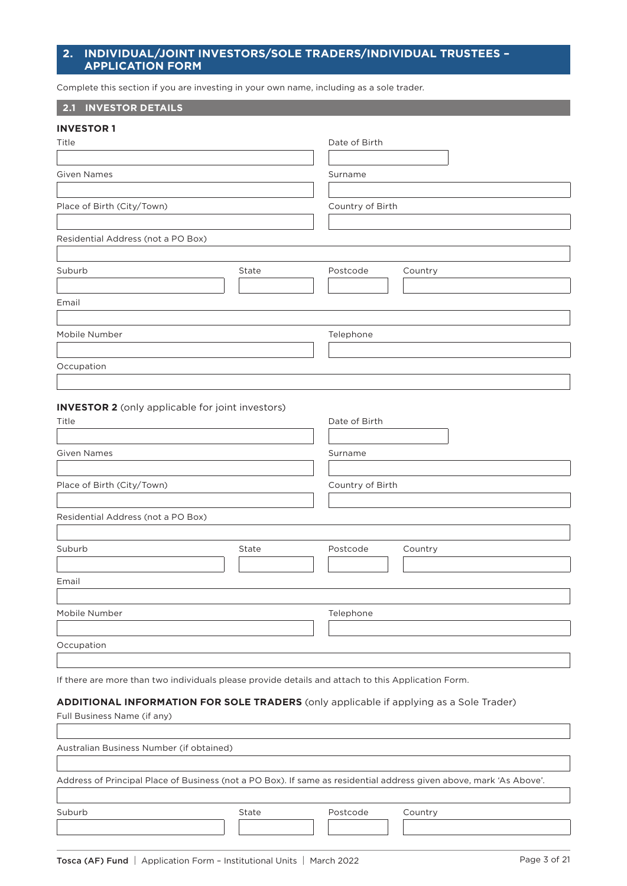## 2. INDIVIDUAL/JOINT INVESTORS/SOLE TRADERS/INDIVIDUAL TRUSTEES – APPLICATION FORM

Complete this section if you are investing in your own name, including as a sole trader.

### 2.1 INVESTOR DETAILS

**INVESTOR 1**

Title

Date of Birth

Given Names

Surname

Place of Birth (City/Town)

Country of Birth

Residential Address (not a PO Box)

Suburb

State

Postcode

Country

Email

Mobile Number

Telephone

Occupation

**INVESTOR 2** (only applicable for joint investors)

Title

Date of Birth

Given Names

Surname

Place of Birth (City/Town)

Country of Birth

Residential Address (not a PO Box)

Suburb

State

Postcode

Country

Email

Mobile Number

Telephone

Occupation

If there are more than two individuals please provide details and attach to this Application Form.

**ADDITIONAL INFORMATION FOR SOLE TRADERS** (only applicable if applying as a Sole Trader)

Full Business Name (if any)

Australian Business Number (if obtained)

Address of Principal Place of Business (not a PO Box). If same as residential address given above, mark 'As Above'.

Suburb

State

Postcode

Country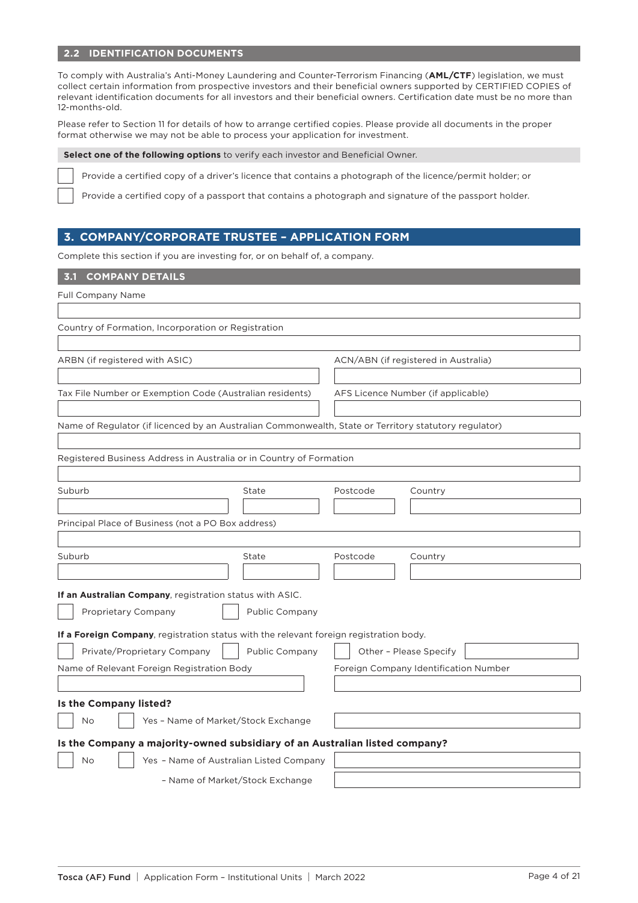### 2.2 IDENTIFICATION DOCUMENTS

To comply with Australia's Anti-Money Laundering and Counter-Terrorism Financing (**AML/CTF**) legislation, we must collect certain information from prospective investors and their beneficial owners supported by CERTIFIED COPIES of relevant identification documents for all investors and their beneficial owners. Certification date must be no more than 12-months-old.

Please refer to Section 11 for details of how to arrange certified copies. Please provide all documents in the proper format otherwise we may not be able to process your application for investment.

**Select one of the following options** to verify each investor and Beneficial Owner.

☐ Provide a certified copy of a driver's licence that contains a photograph of the licence/permit holder; or

☐ Provide a certified copy of a passport that contains a photograph and signature of the passport holder.

## 3. COMPANY/CORPORATE TRUSTEE – APPLICATION FORM

Complete this section if you are investing for, or on behalf of, a company.

### 3.1 COMPANY DETAILS

Full Company Name

Country of Formation, Incorporation or Registration

ARBN (if registered with ASIC)

ACN/ABN (if registered in Australia)

Tax File Number or Exemption Code (Australian residents)

AFS Licence Number (if applicable)

Name of Regulator (if licenced by an Australian Commonwealth, State or Territory statutory regulator)

Registered Business Address in Australia or in Country of Formation

Suburb | State | Postcode | Country

Principal Place of Business (not a PO Box address)

Suburb | State | Postcode | Country

**If an Australian Company**, registration status with ASIC.

☐ Proprietary Company ☐ Public Company

**If a Foreign Company**, registration status with the relevant foreign registration body.

☐ Private/Proprietary Company ☐ Public Company ☐ Other – Please Specify

Name of Relevant Foreign Registration Body

Foreign Company Identification Number

**Is the Company listed?**

☐ No ☐ Yes – Name of Market/Stock Exchange

**Is the Company a majority-owned subsidiary of an Australian listed company?**

☐ No ☐ Yes – Name of Australian Listed Company

– Name of Market/Stock Exchange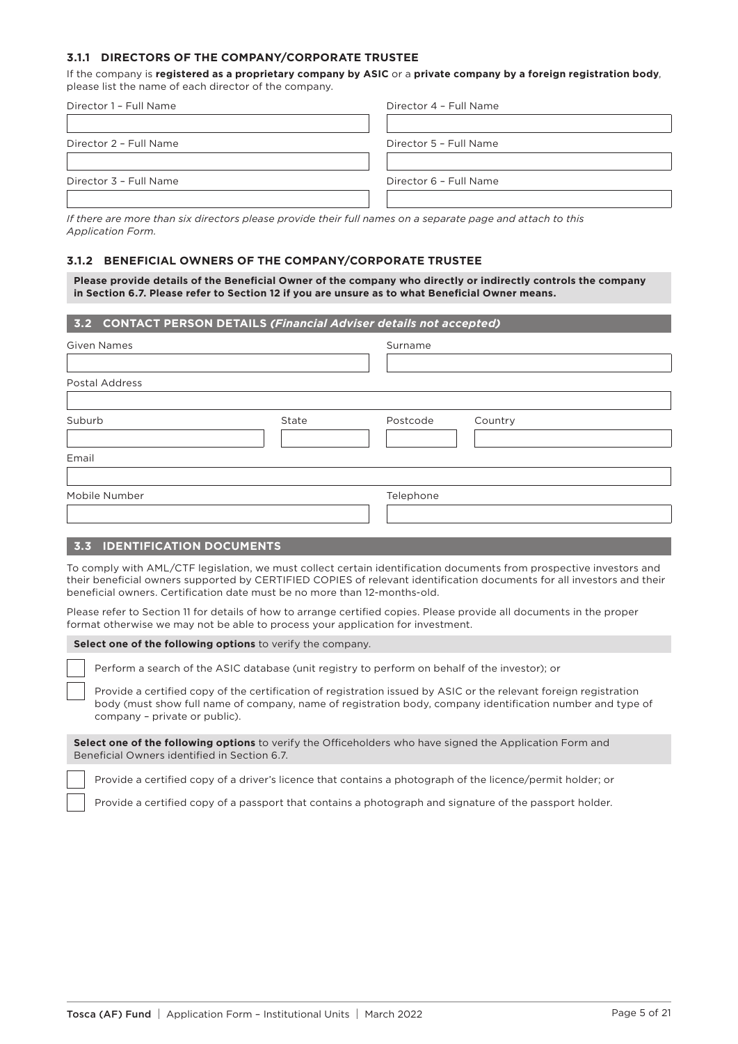### 3.1.1 DIRECTORS OF THE COMPANY/CORPORATE TRUSTEE

If the company is **registered as a proprietary company by ASIC** or a **private company by a foreign registration body**, please list the name of each director of the company.

| Director 1 – Full Name | Director 4 – Full Name |
|---|---|
| | |
| **Director 2 – Full Name** | **Director 5 – Full Name** |
| | |
| **Director 3 – Full Name** | **Director 6 – Full Name** |
| | |

*If there are more than six directors please provide their full names on a separate page and attach to this Application Form.*

### 3.1.2 BENEFICIAL OWNERS OF THE COMPANY/CORPORATE TRUSTEE

**Please provide details of the Beneficial Owner of the company who directly or indirectly controls the company in Section 6.7. Please refer to Section 12 if you are unsure as to what Beneficial Owner means.**

## 3.2 CONTACT PERSON DETAILS *(Financial Adviser details not accepted)*

Given Names

Surname

Postal Address

Suburb

State

Postcode

Country

Email

Mobile Number

Telephone

## 3.3 IDENTIFICATION DOCUMENTS

To comply with AML/CTF legislation, we must collect certain identification documents from prospective investors and their beneficial owners supported by CERTIFIED COPIES of relevant identification documents for all investors and their beneficial owners. Certification date must be no more than 12-months-old.

Please refer to Section 11 for details of how to arrange certified copies. Please provide all documents in the proper format otherwise we may not be able to process your application for investment.

**Select one of the following options** to verify the company.

- ☐ Perform a search of the ASIC database (unit registry to perform on behalf of the investor); or
- ☐ Provide a certified copy of the certification of registration issued by ASIC or the relevant foreign registration body (must show full name of company, name of registration body, company identification number and type of company – private or public).

**Select one of the following options** to verify the Officeholders who have signed the Application Form and Beneficial Owners identified in Section 6.7.

- ☐ Provide a certified copy of a driver's licence that contains a photograph of the licence/permit holder; or
- ☐ Provide a certified copy of a passport that contains a photograph and signature of the passport holder.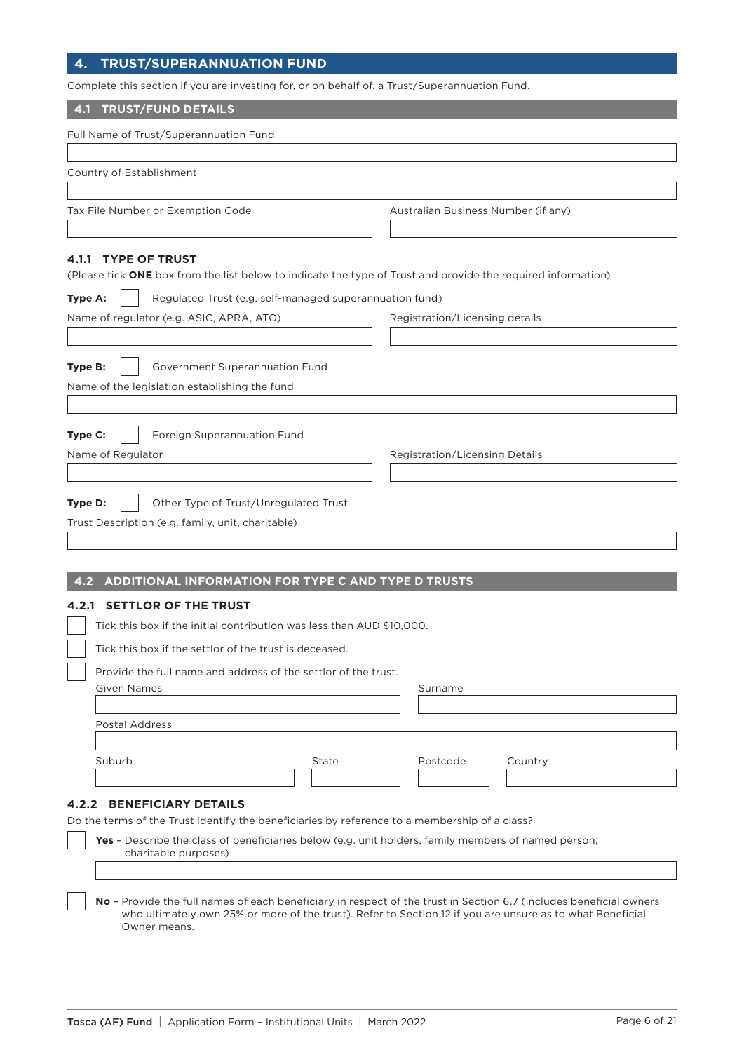## 4. TRUST/SUPERANNUATION FUND

Complete this section if you are investing for, or on behalf of, a Trust/Superannuation Fund.

### 4.1 TRUST/FUND DETAILS

Full Name of Trust/Superannuation Fund

Country of Establishment

Tax File Number or Exemption Code

Australian Business Number (if any)

#### 4.1.1 TYPE OF TRUST

(Please tick **ONE** box from the list below to indicate the type of Trust and provide the required information)

**Type A:** ☐ Regulated Trust (e.g. self-managed superannuation fund)

Name of regulator (e.g. ASIC, APRA, ATO)

Registration/Licensing details

**Type B:** ☐ Government Superannuation Fund

Name of the legislation establishing the fund

**Type C:** ☐ Foreign Superannuation Fund

Name of Regulator

Registration/Licensing Details

**Type D:** ☐ Other Type of Trust/Unregulated Trust

Trust Description (e.g. family, unit, charitable)

### 4.2 ADDITIONAL INFORMATION FOR TYPE C AND TYPE D TRUSTS

#### 4.2.1 SETTLOR OF THE TRUST

☐ Tick this box if the initial contribution was less than AUD $10,000.

☐ Tick this box if the settlor of the trust is deceased.

☐ Provide the full name and address of the settlor of the trust.

Given Names

Surname

Postal Address

Suburb

State

Postcode

Country

#### 4.2.2 BENEFICIARY DETAILS

Do the terms of the Trust identify the beneficiaries by reference to a membership of a class?

☐ **Yes** – Describe the class of beneficiaries below (e.g. unit holders, family members of named person, charitable purposes)

☐ **No** – Provide the full names of each beneficiary in respect of the trust in Section 6.7 (includes beneficial owners who ultimately own 25% or more of the trust). Refer to Section 12 if you are unsure as to what Beneficial Owner means.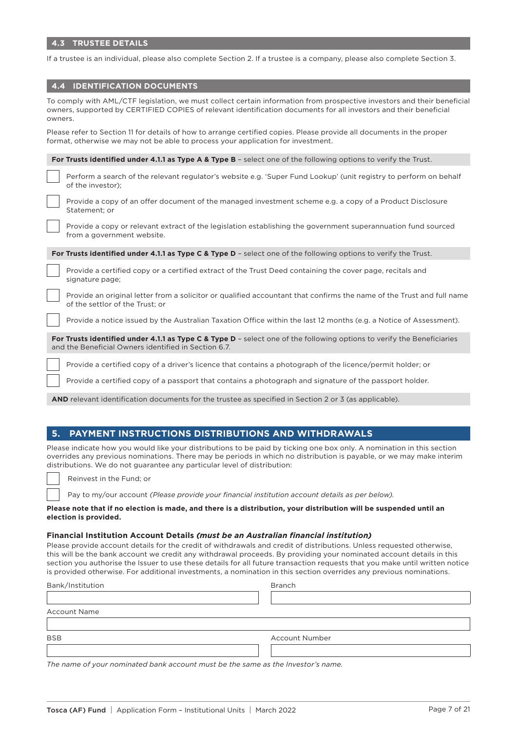## 4.3 TRUSTEE DETAILS

If a trustee is an individual, please also complete Section 2. If a trustee is a company, please also complete Section 3.

## 4.4 IDENTIFICATION DOCUMENTS

To comply with AML/CTF legislation, we must collect certain information from prospective investors and their beneficial owners, supported by CERTIFIED COPIES of relevant identification documents for all investors and their beneficial owners.

Please refer to Section 11 for details of how to arrange certified copies. Please provide all documents in the proper format, otherwise we may not be able to process your application for investment.

**For Trusts identified under 4.1.1 as Type A & Type B** – select one of the following options to verify the Trust.

- ☐ Perform a search of the relevant regulator's website e.g. 'Super Fund Lookup' (unit registry to perform on behalf of the investor);
- ☐ Provide a copy of an offer document of the managed investment scheme e.g. a copy of a Product Disclosure Statement; or
- ☐ Provide a copy or relevant extract of the legislation establishing the government superannuation fund sourced from a government website.

**For Trusts identified under 4.1.1 as Type C & Type D** – select one of the following options to verify the Trust.

- ☐ Provide a certified copy or a certified extract of the Trust Deed containing the cover page, recitals and signature page;
- ☐ Provide an original letter from a solicitor or qualified accountant that confirms the name of the Trust and full name of the settlor of the Trust; or
- ☐ Provide a notice issued by the Australian Taxation Office within the last 12 months (e.g. a Notice of Assessment).

**For Trusts identified under 4.1.1 as Type C & Type D** – select one of the following options to verify the Beneficiaries and the Beneficial Owners identified in Section 6.7.

- ☐ Provide a certified copy of a driver's licence that contains a photograph of the licence/permit holder; or
- ☐ Provide a certified copy of a passport that contains a photograph and signature of the passport holder.

**AND** relevant identification documents for the trustee as specified in Section 2 or 3 (as applicable).

# 5. PAYMENT INSTRUCTIONS DISTRIBUTIONS AND WITHDRAWALS

Please indicate how you would like your distributions to be paid by ticking one box only. A nomination in this section overrides any previous nominations. There may be periods in which no distribution is payable, or we may make interim distributions. We do not guarantee any particular level of distribution:

- ☐ Reinvest in the Fund; or
- ☐ Pay to my/our account *(Please provide your financial institution account details as per below).*

**Please note that if no election is made, and there is a distribution, your distribution will be suspended until an election is provided.**

### Financial Institution Account Details *(must be an Australian financial institution)*

Please provide account details for the credit of withdrawals and credit of distributions. Unless requested otherwise, this will be the bank account we credit any withdrawal proceeds. By providing your nominated account details in this section you authorise the Issuer to use these details for all future transaction requests that you make until written notice is provided otherwise. For additional investments, a nomination in this section overrides any previous nominations.

Bank/Institution: ____________________

Branch: ____________________

Account Name: ____________________

BSB: ____________________

Account Number: ____________________

*The name of your nominated bank account must be the same as the Investor's name.*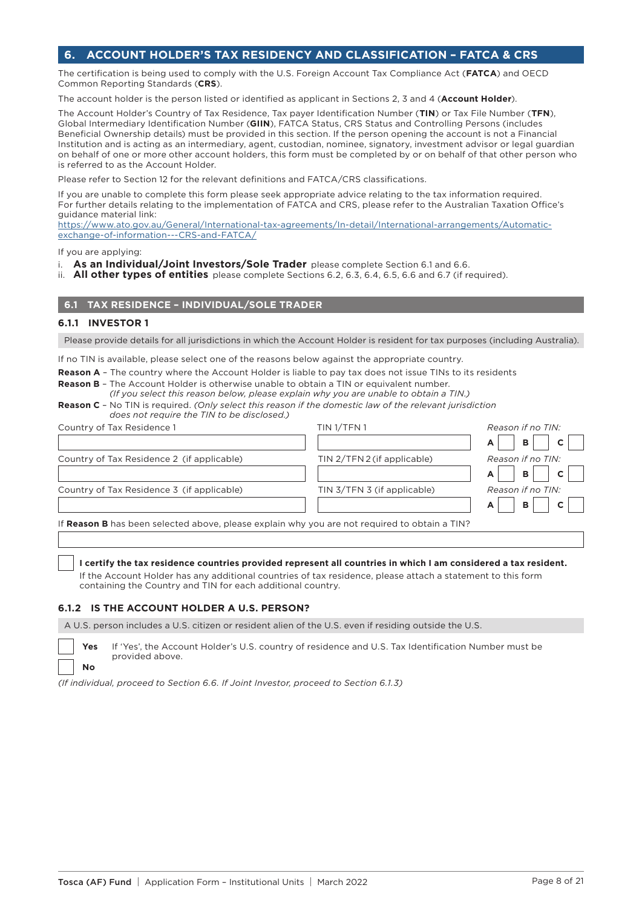## 6. ACCOUNT HOLDER'S TAX RESIDENCY AND CLASSIFICATION – FATCA & CRS

The certification is being used to comply with the U.S. Foreign Account Tax Compliance Act (**FATCA**) and OECD Common Reporting Standards (**CRS**).

The account holder is the person listed or identified as applicant in Sections 2, 3 and 4 (**Account Holder**).

The Account Holder's Country of Tax Residence, Tax payer Identification Number (**TIN**) or Tax File Number (**TFN**), Global Intermediary Identification Number (**GIIN**), FATCA Status, CRS Status and Controlling Persons (includes Beneficial Ownership details) must be provided in this section. If the person opening the account is not a Financial Institution and is acting as an intermediary, agent, custodian, nominee, signatory, investment advisor or legal guardian on behalf of one or more other account holders, this form must be completed by or on behalf of that other person who is referred to as the Account Holder.

Please refer to Section 12 for the relevant definitions and FATCA/CRS classifications.

If you are unable to complete this form please seek appropriate advice relating to the tax information required. For further details relating to the implementation of FATCA and CRS, please refer to the Australian Taxation Office's guidance material link:
https://www.ato.gov.au/General/International-tax-agreements/In-detail/International-arrangements/Automatic-exchange-of-information---CRS-and-FATCA/

If you are applying:

i. **As an Individual/Joint Investors/Sole Trader** please complete Section 6.1 and 6.6.
ii. **All other types of entities** please complete Sections 6.2, 6.3, 6.4, 6.5, 6.6 and 6.7 (if required).

### 6.1 TAX RESIDENCE – INDIVIDUAL/SOLE TRADER

#### 6.1.1 INVESTOR 1

Please provide details for all jurisdictions in which the Account Holder is resident for tax purposes (including Australia).

If no TIN is available, please select one of the reasons below against the appropriate country.

**Reason A** – The country where the Account Holder is liable to pay tax does not issue TINs to its residents

**Reason B** – The Account Holder is otherwise unable to obtain a TIN or equivalent number.
*(If you select this reason below, please explain why you are unable to obtain a TIN.)*

**Reason C** – No TIN is required. *(Only select this reason if the domestic law of the relevant jurisdiction does not require the TIN to be disclosed.)*

| Country of Tax Residence | TIN/TFN | *Reason if no TIN:* |
|---|---|---|
| Country of Tax Residence 1 | TIN 1/TFN 1 | A ☐ B ☐ C ☐ |
| Country of Tax Residence 2 (if applicable) | TIN 2/TFN 2 (if applicable) | A ☐ B ☐ C ☐ |
| Country of Tax Residence 3 (if applicable) | TIN 3/TFN 3 (if applicable) | A ☐ B ☐ C ☐ |

If **Reason B** has been selected above, please explain why you are not required to obtain a TIN?

☐ **I certify the tax residence countries provided represent all countries in which I am considered a tax resident.**
If the Account Holder has any additional countries of tax residence, please attach a statement to this form containing the Country and TIN for each additional country.

#### 6.1.2 IS THE ACCOUNT HOLDER A U.S. PERSON?

A U.S. person includes a U.S. citizen or resident alien of the U.S. even if residing outside the U.S.

☐ **Yes** If 'Yes', the Account Holder's U.S. country of residence and U.S. Tax Identification Number must be provided above.

☐ **No**

*(If individual, proceed to Section 6.6. If Joint Investor, proceed to Section 6.1.3)*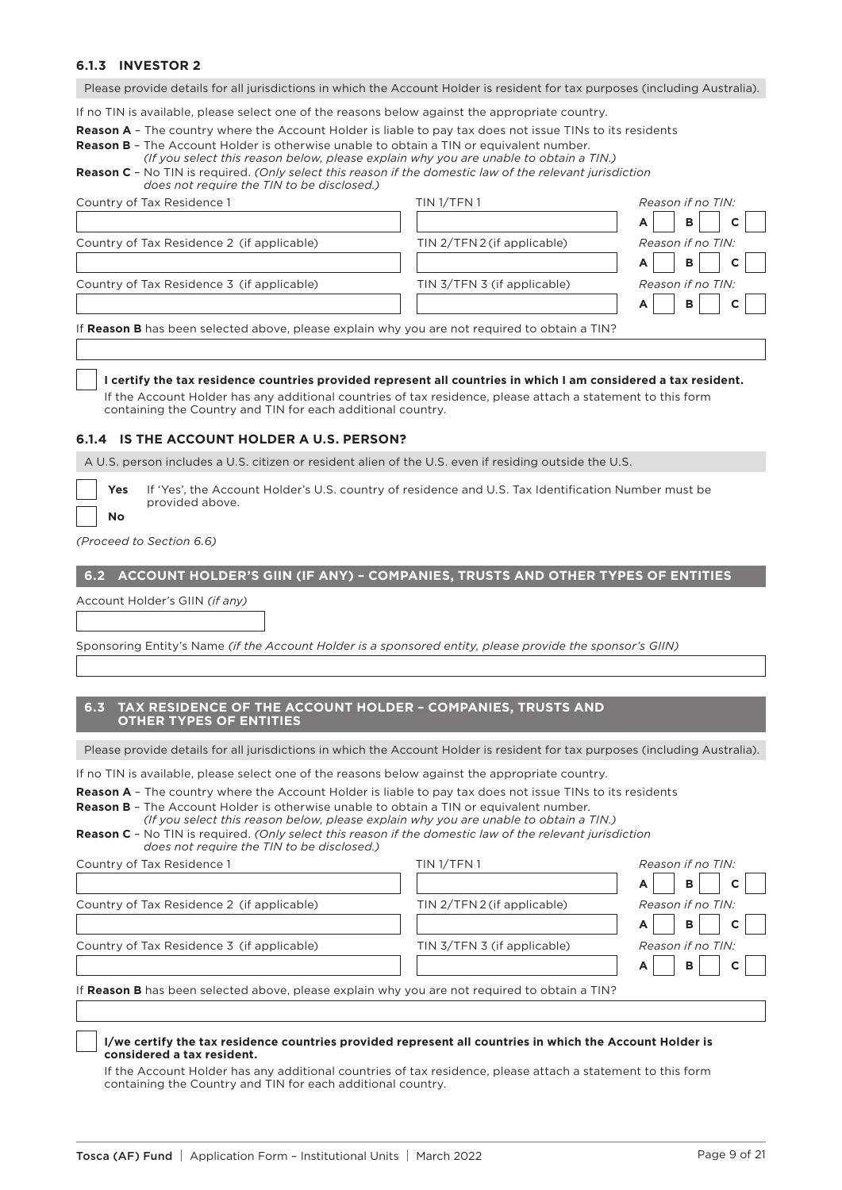### 6.1.3 INVESTOR 2

Please provide details for all jurisdictions in which the Account Holder is resident for tax purposes (including Australia).

If no TIN is available, please select one of the reasons below against the appropriate country.

**Reason A** – The country where the Account Holder is liable to pay tax does not issue TINs to its residents

**Reason B** – The Account Holder is otherwise unable to obtain a TIN or equivalent number. *(If you select this reason below, please explain why you are unable to obtain a TIN.)*

**Reason C** – No TIN is required. *(Only select this reason if the domestic law of the relevant jurisdiction does not require the TIN to be disclosed.)*

| Country of Tax Residence | TIN/TFN | *Reason if no TIN:* |
|---|---|---|
| Country of Tax Residence 1 | TIN 1/TFN 1 | A ☐ B ☐ C ☐ |
| Country of Tax Residence 2 (if applicable) | TIN 2/TFN 2 (if applicable) | A ☐ B ☐ C ☐ |
| Country of Tax Residence 3 (if applicable) | TIN 3/TFN 3 (if applicable) | A ☐ B ☐ C ☐ |

If **Reason B** has been selected above, please explain why you are not required to obtain a TIN?

☐ **I certify the tax residence countries provided represent all countries in which I am considered a tax resident.**

If the Account Holder has any additional countries of tax residence, please attach a statement to this form containing the Country and TIN for each additional country.

### 6.1.4 IS THE ACCOUNT HOLDER A U.S. PERSON?

A U.S. person includes a U.S. citizen or resident alien of the U.S. even if residing outside the U.S.

☐ **Yes** If 'Yes', the Account Holder's U.S. country of residence and U.S. Tax Identification Number must be provided above.

☐ **No**

*(Proceed to Section 6.6)*

## 6.2 ACCOUNT HOLDER'S GIIN (IF ANY) – COMPANIES, TRUSTS AND OTHER TYPES OF ENTITIES

Account Holder's GIIN *(if any)*

Sponsoring Entity's Name *(if the Account Holder is a sponsored entity, please provide the sponsor's GIIN)*

## 6.3 TAX RESIDENCE OF THE ACCOUNT HOLDER – COMPANIES, TRUSTS AND OTHER TYPES OF ENTITIES

Please provide details for all jurisdictions in which the Account Holder is resident for tax purposes (including Australia).

If no TIN is available, please select one of the reasons below against the appropriate country.

**Reason A** – The country where the Account Holder is liable to pay tax does not issue TINs to its residents

**Reason B** – The Account Holder is otherwise unable to obtain a TIN or equivalent number. *(If you select this reason below, please explain why you are unable to obtain a TIN.)*

**Reason C** – No TIN is required. *(Only select this reason if the domestic law of the relevant jurisdiction does not require the TIN to be disclosed.)*

| Country of Tax Residence | TIN/TFN | *Reason if no TIN:* |
|---|---|---|
| Country of Tax Residence 1 | TIN 1/TFN 1 | A ☐ B ☐ C ☐ |
| Country of Tax Residence 2 (if applicable) | TIN 2/TFN 2 (if applicable) | A ☐ B ☐ C ☐ |
| Country of Tax Residence 3 (if applicable) | TIN 3/TFN 3 (if applicable) | A ☐ B ☐ C ☐ |

If **Reason B** has been selected above, please explain why you are not required to obtain a TIN?

☐ **I/we certify the tax residence countries provided represent all countries in which the Account Holder is considered a tax resident.**

If the Account Holder has any additional countries of tax residence, please attach a statement to this form containing the Country and TIN for each additional country.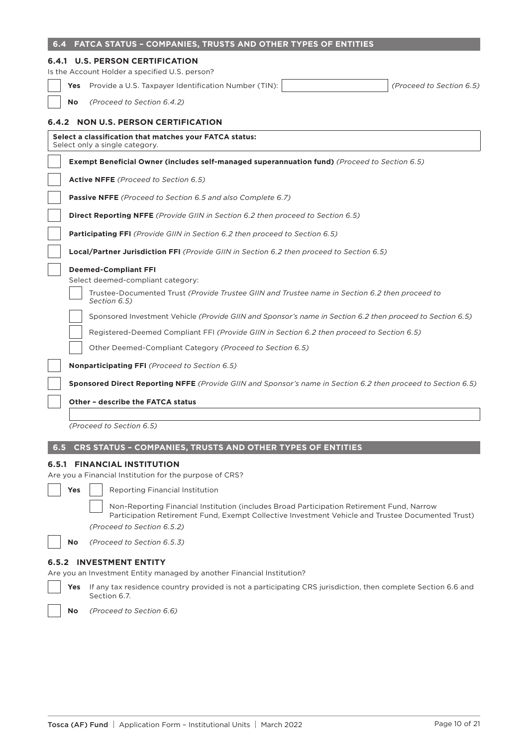## 6.4 FATCA STATUS – COMPANIES, TRUSTS AND OTHER TYPES OF ENTITIES

### 6.4.1 U.S. PERSON CERTIFICATION

Is the Account Holder a specified U.S. person?

☐ **Yes** Provide a U.S. Taxpayer Identification Number (TIN): ____________ *(Proceed to Section 6.5)*

☐ **No** *(Proceed to Section 6.4.2)*

### 6.4.2 NON U.S. PERSON CERTIFICATION

**Select a classification that matches your FATCA status:**
Select only a single category.

☐ **Exempt Beneficial Owner (includes self-managed superannuation fund)** *(Proceed to Section 6.5)*

☐ **Active NFFE** *(Proceed to Section 6.5)*

☐ **Passive NFFE** *(Proceed to Section 6.5 and also Complete 6.7)*

☐ **Direct Reporting NFFE** *(Provide GIIN in Section 6.2 then proceed to Section 6.5)*

☐ **Participating FFI** *(Provide GIIN in Section 6.2 then proceed to Section 6.5)*

☐ **Local/Partner Jurisdiction FFI** *(Provide GIIN in Section 6.2 then proceed to Section 6.5)*

☐ **Deemed-Compliant FFI**
Select deemed-compliant category:

- ☐ Trustee-Documented Trust *(Provide Trustee GIIN and Trustee name in Section 6.2 then proceed to Section 6.5)*
- ☐ Sponsored Investment Vehicle *(Provide GIIN and Sponsor's name in Section 6.2 then proceed to Section 6.5)*
- ☐ Registered-Deemed Compliant FFI *(Provide GIIN in Section 6.2 then proceed to Section 6.5)*
- ☐ Other Deemed-Compliant Category *(Proceed to Section 6.5)*

☐ **Nonparticipating FFI** *(Proceed to Section 6.5)*

☐ **Sponsored Direct Reporting NFFE** *(Provide GIIN and Sponsor's name in Section 6.2 then proceed to Section 6.5)*

☐ **Other – describe the FATCA status**

____________

*(Proceed to Section 6.5)*

## 6.5 CRS STATUS – COMPANIES, TRUSTS AND OTHER TYPES OF ENTITIES

### 6.5.1 FINANCIAL INSTITUTION

Are you a Financial Institution for the purpose of CRS?

☐ **Yes**

- ☐ Reporting Financial Institution
- ☐ Non-Reporting Financial Institution (includes Broad Participation Retirement Fund, Narrow Participation Retirement Fund, Exempt Collective Investment Vehicle and Trustee Documented Trust)

*(Proceed to Section 6.5.2)*

☐ **No** *(Proceed to Section 6.5.3)*

### 6.5.2 INVESTMENT ENTITY

Are you an Investment Entity managed by another Financial Institution?

☐ **Yes** If any tax residence country provided is not a participating CRS jurisdiction, then complete Section 6.6 and Section 6.7.

☐ **No** *(Proceed to Section 6.6)*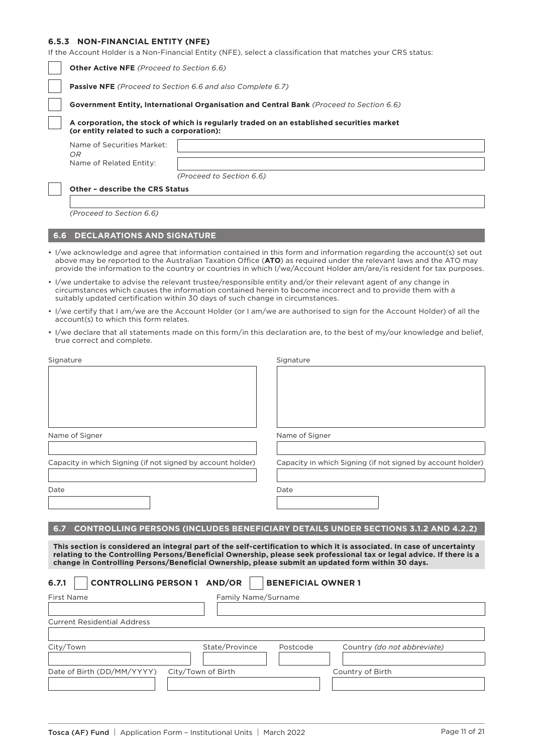### 6.5.3 NON-FINANCIAL ENTITY (NFE)

If the Account Holder is a Non-Financial Entity (NFE), select a classification that matches your CRS status:

- ☐ **Other Active NFE** *(Proceed to Section 6.6)*
- ☐ **Passive NFE** *(Proceed to Section 6.6 and also Complete 6.7)*
- ☐ **Government Entity, International Organisation and Central Bank** *(Proceed to Section 6.6)*
- ☐ **A corporation, the stock of which is regularly traded on an established securities market (or entity related to such a corporation):**

  Name of Securities Market: \_\_\_\_\_\_\_\_\_\_\_\_\_\_\_\_\_\_\_\_

  *OR*

  Name of Related Entity: \_\_\_\_\_\_\_\_\_\_\_\_\_\_\_\_\_\_\_\_

  *(Proceed to Section 6.6)*
- ☐ **Other – describe the CRS Status**

  \_\_\_\_\_\_\_\_\_\_\_\_\_\_\_\_\_\_\_\_

  *(Proceed to Section 6.6)*

## 6.6 DECLARATIONS AND SIGNATURE

- I/we acknowledge and agree that information contained in this form and information regarding the account(s) set out above may be reported to the Australian Taxation Office (**ATO**) as required under the relevant laws and the ATO may provide the information to the country or countries in which I/we/Account Holder am/are/is resident for tax purposes.
- I/we undertake to advise the relevant trustee/responsible entity and/or their relevant agent of any change in circumstances which causes the information contained herein to become incorrect and to provide them with a suitably updated certification within 30 days of such change in circumstances.
- I/we certify that I am/we are the Account Holder (or I am/we are authorised to sign for the Account Holder) of all the account(s) to which this form relates.
- I/we declare that all statements made on this form/in this declaration are, to the best of my/our knowledge and belief, true correct and complete.

| Signature | Signature |
| --- | --- |
| | |
| Name of Signer | Name of Signer |
| | |
| Capacity in which Signing (if not signed by account holder) | Capacity in which Signing (if not signed by account holder) |
| | |
| Date | Date |
| | |

## 6.7 CONTROLLING PERSONS (INCLUDES BENEFICIARY DETAILS UNDER SECTIONS 3.1.2 AND 4.2.2)

**This section is considered an integral part of the self-certification to which it is associated. In case of uncertainty relating to the Controlling Persons/Beneficial Ownership, please seek professional tax or legal advice. If there is a change in Controlling Persons/Beneficial Ownership, please submit an updated form within 30 days.**

### 6.7.1 ☐ CONTROLLING PERSON 1 AND/OR ☐ BENEFICIAL OWNER 1

| First Name | Family Name/Surname |
| --- | --- |
| | |

Current Residential Address

\_\_\_\_\_\_\_\_\_\_\_\_\_\_\_\_\_\_\_\_

| City/Town | State/Province | Postcode | Country *(do not abbreviate)* |
| --- | --- | --- | --- |
| | | | |

| Date of Birth (DD/MM/YYYY) | City/Town of Birth | Country of Birth |
| --- | --- | --- |
| | | |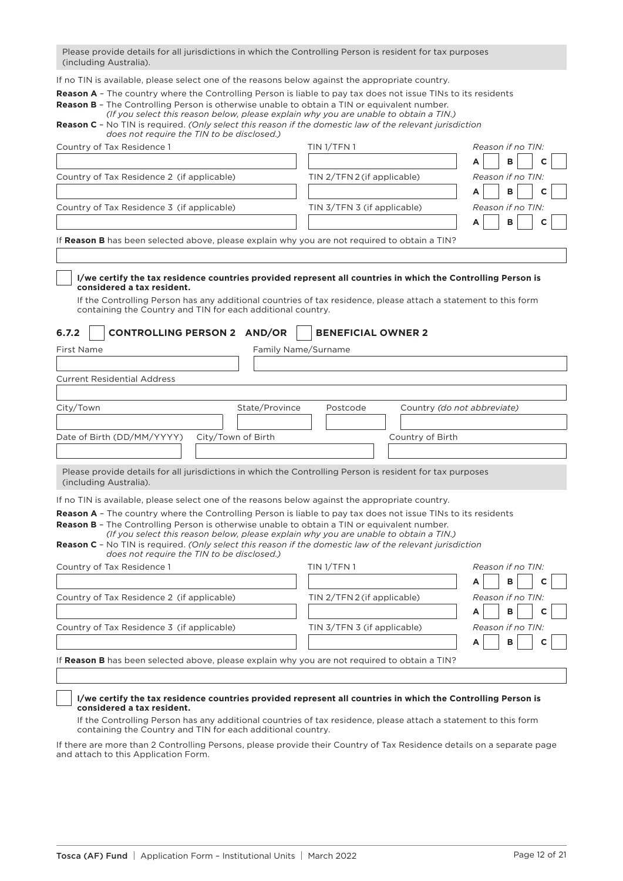Please provide details for all jurisdictions in which the Controlling Person is resident for tax purposes (including Australia).

If no TIN is available, please select one of the reasons below against the appropriate country.

**Reason A** – The country where the Controlling Person is liable to pay tax does not issue TINs to its residents

**Reason B** – The Controlling Person is otherwise unable to obtain a TIN or equivalent number.
*(If you select this reason below, please explain why you are unable to obtain a TIN.)*

**Reason C** – No TIN is required. *(Only select this reason if the domestic law of the relevant jurisdiction does not require the TIN to be disclosed.)*

| Country of Tax Residence | TIN/TFN | Reason if no TIN: |
|---|---|---|
| Country of Tax Residence 1 | TIN 1/TFN 1 | A ☐ B ☐ C ☐ |
| Country of Tax Residence 2 (if applicable) | TIN 2/TFN 2 (if applicable) | A ☐ B ☐ C ☐ |
| Country of Tax Residence 3 (if applicable) | TIN 3/TFN 3 (if applicable) | A ☐ B ☐ C ☐ |

If **Reason B** has been selected above, please explain why you are not required to obtain a TIN?

☐ **I/we certify the tax residence countries provided represent all countries in which the Controlling Person is considered a tax resident.**

If the Controlling Person has any additional countries of tax residence, please attach a statement to this form containing the Country and TIN for each additional country.

### 6.7.2 ☐ CONTROLLING PERSON 2 AND/OR ☐ BENEFICIAL OWNER 2

First Name

Family Name/Surname

Current Residential Address

City/Town

State/Province

Postcode

Country *(do not abbreviate)*

Date of Birth (DD/MM/YYYY)

City/Town of Birth

Country of Birth

Please provide details for all jurisdictions in which the Controlling Person is resident for tax purposes (including Australia).

If no TIN is available, please select one of the reasons below against the appropriate country.

**Reason A** – The country where the Controlling Person is liable to pay tax does not issue TINs to its residents

**Reason B** – The Controlling Person is otherwise unable to obtain a TIN or equivalent number.
*(If you select this reason below, please explain why you are unable to obtain a TIN.)*

**Reason C** – No TIN is required. *(Only select this reason if the domestic law of the relevant jurisdiction does not require the TIN to be disclosed.)*

| Country of Tax Residence | TIN/TFN | Reason if no TIN: |
|---|---|---|
| Country of Tax Residence 1 | TIN 1/TFN 1 | A ☐ B ☐ C ☐ |
| Country of Tax Residence 2 (if applicable) | TIN 2/TFN 2 (if applicable) | A ☐ B ☐ C ☐ |
| Country of Tax Residence 3 (if applicable) | TIN 3/TFN 3 (if applicable) | A ☐ B ☐ C ☐ |

If **Reason B** has been selected above, please explain why you are not required to obtain a TIN?

☐ **I/we certify the tax residence countries provided represent all countries in which the Controlling Person is considered a tax resident.**

If the Controlling Person has any additional countries of tax residence, please attach a statement to this form containing the Country and TIN for each additional country.

If there are more than 2 Controlling Persons, please provide their Country of Tax Residence details on a separate page and attach to this Application Form.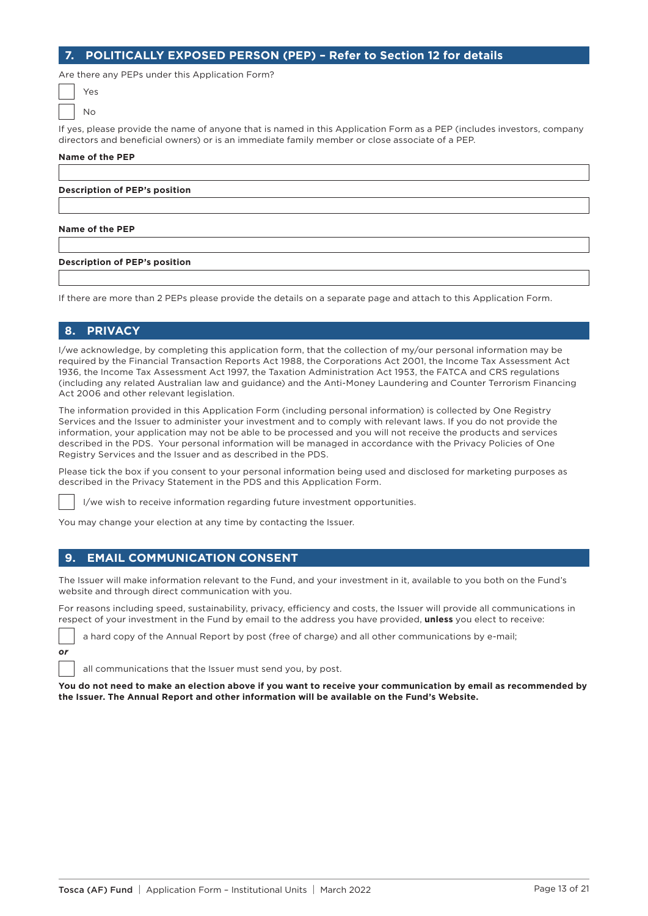## 7. POLITICALLY EXPOSED PERSON (PEP) – Refer to Section 12 for details

Are there any PEPs under this Application Form?

☐ Yes

☐ No

If yes, please provide the name of anyone that is named in this Application Form as a PEP (includes investors, company directors and beneficial owners) or is an immediate family member or close associate of a PEP.

**Name of the PEP**

**Description of PEP's position**

**Name of the PEP**

**Description of PEP's position**

If there are more than 2 PEPs please provide the details on a separate page and attach to this Application Form.

## 8. PRIVACY

I/we acknowledge, by completing this application form, that the collection of my/our personal information may be required by the Financial Transaction Reports Act 1988, the Corporations Act 2001, the Income Tax Assessment Act 1936, the Income Tax Assessment Act 1997, the Taxation Administration Act 1953, the FATCA and CRS regulations (including any related Australian law and guidance) and the Anti-Money Laundering and Counter Terrorism Financing Act 2006 and other relevant legislation.

The information provided in this Application Form (including personal information) is collected by One Registry Services and the Issuer to administer your investment and to comply with relevant laws. If you do not provide the information, your application may not be able to be processed and you will not receive the products and services described in the PDS. Your personal information will be managed in accordance with the Privacy Policies of One Registry Services and the Issuer and as described in the PDS.

Please tick the box if you consent to your personal information being used and disclosed for marketing purposes as described in the Privacy Statement in the PDS and this Application Form.

☐ I/we wish to receive information regarding future investment opportunities.

You may change your election at any time by contacting the Issuer.

## 9. EMAIL COMMUNICATION CONSENT

The Issuer will make information relevant to the Fund, and your investment in it, available to you both on the Fund's website and through direct communication with you.

For reasons including speed, sustainability, privacy, efficiency and costs, the Issuer will provide all communications in respect of your investment in the Fund by email to the address you have provided, **unless** you elect to receive:

☐ a hard copy of the Annual Report by post (free of charge) and all other communications by e-mail;

***or***

☐ all communications that the Issuer must send you, by post.

**You do not need to make an election above if you want to receive your communication by email as recommended by the Issuer. The Annual Report and other information will be available on the Fund's Website.**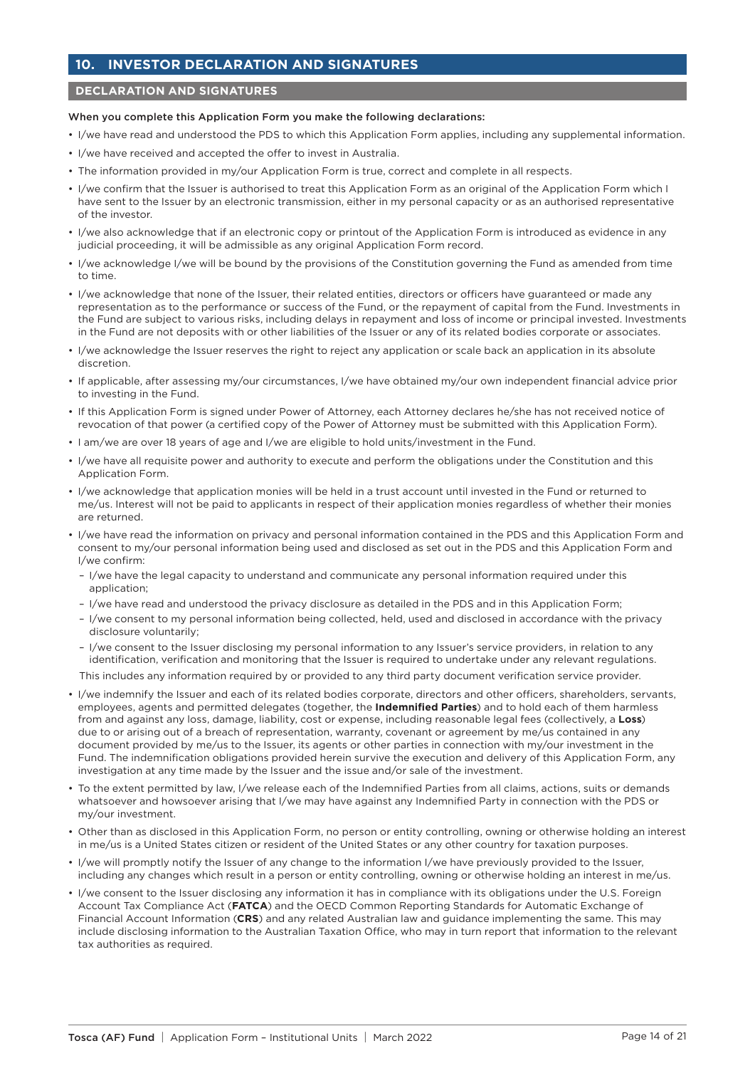## 10. INVESTOR DECLARATION AND SIGNATURES

### DECLARATION AND SIGNATURES

When you complete this Application Form you make the following declarations:

- I/we have read and understood the PDS to which this Application Form applies, including any supplemental information.
- I/we have received and accepted the offer to invest in Australia.
- The information provided in my/our Application Form is true, correct and complete in all respects.
- I/we confirm that the Issuer is authorised to treat this Application Form as an original of the Application Form which I have sent to the Issuer by an electronic transmission, either in my personal capacity or as an authorised representative of the investor.
- I/we also acknowledge that if an electronic copy or printout of the Application Form is introduced as evidence in any judicial proceeding, it will be admissible as any original Application Form record.
- I/we acknowledge I/we will be bound by the provisions of the Constitution governing the Fund as amended from time to time.
- I/we acknowledge that none of the Issuer, their related entities, directors or officers have guaranteed or made any representation as to the performance or success of the Fund, or the repayment of capital from the Fund. Investments in the Fund are subject to various risks, including delays in repayment and loss of income or principal invested. Investments in the Fund are not deposits with or other liabilities of the Issuer or any of its related bodies corporate or associates.
- I/we acknowledge the Issuer reserves the right to reject any application or scale back an application in its absolute discretion.
- If applicable, after assessing my/our circumstances, I/we have obtained my/our own independent financial advice prior to investing in the Fund.
- If this Application Form is signed under Power of Attorney, each Attorney declares he/she has not received notice of revocation of that power (a certified copy of the Power of Attorney must be submitted with this Application Form).
- I am/we are over 18 years of age and I/we are eligible to hold units/investment in the Fund.
- I/we have all requisite power and authority to execute and perform the obligations under the Constitution and this Application Form.
- I/we acknowledge that application monies will be held in a trust account until invested in the Fund or returned to me/us. Interest will not be paid to applicants in respect of their application monies regardless of whether their monies are returned.
- I/we have read the information on privacy and personal information contained in the PDS and this Application Form and consent to my/our personal information being used and disclosed as set out in the PDS and this Application Form and I/we confirm:
  - I/we have the legal capacity to understand and communicate any personal information required under this application;
  - I/we have read and understood the privacy disclosure as detailed in the PDS and in this Application Form;
  - I/we consent to my personal information being collected, held, used and disclosed in accordance with the privacy disclosure voluntarily;
  - I/we consent to the Issuer disclosing my personal information to any Issuer's service providers, in relation to any identification, verification and monitoring that the Issuer is required to undertake under any relevant regulations.

  This includes any information required by or provided to any third party document verification service provider.
- I/we indemnify the Issuer and each of its related bodies corporate, directors and other officers, shareholders, servants, employees, agents and permitted delegates (together, the **Indemnified Parties**) and to hold each of them harmless from and against any loss, damage, liability, cost or expense, including reasonable legal fees (collectively, a **Loss**) due to or arising out of a breach of representation, warranty, covenant or agreement by me/us contained in any document provided by me/us to the Issuer, its agents or other parties in connection with my/our investment in the Fund. The indemnification obligations provided herein survive the execution and delivery of this Application Form, any investigation at any time made by the Issuer and the issue and/or sale of the investment.
- To the extent permitted by law, I/we release each of the Indemnified Parties from all claims, actions, suits or demands whatsoever and howsoever arising that I/we may have against any Indemnified Party in connection with the PDS or my/our investment.
- Other than as disclosed in this Application Form, no person or entity controlling, owning or otherwise holding an interest in me/us is a United States citizen or resident of the United States or any other country for taxation purposes.
- I/we will promptly notify the Issuer of any change to the information I/we have previously provided to the Issuer, including any changes which result in a person or entity controlling, owning or otherwise holding an interest in me/us.
- I/we consent to the Issuer disclosing any information it has in compliance with its obligations under the U.S. Foreign Account Tax Compliance Act (**FATCA**) and the OECD Common Reporting Standards for Automatic Exchange of Financial Account Information (**CRS**) and any related Australian law and guidance implementing the same. This may include disclosing information to the Australian Taxation Office, who may in turn report that information to the relevant tax authorities as required.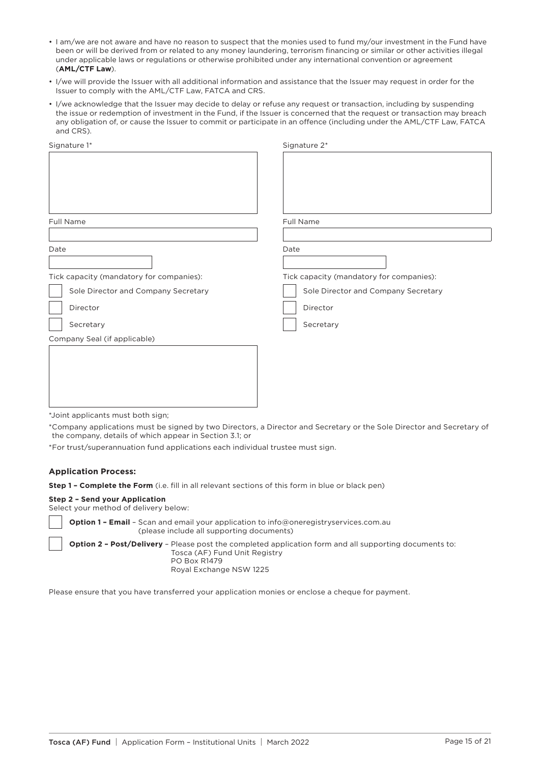- I am/we are not aware and have no reason to suspect that the monies used to fund my/our investment in the Fund have been or will be derived from or related to any money laundering, terrorism financing or similar or other activities illegal under applicable laws or regulations or otherwise prohibited under any international convention or agreement (**AML/CTF Law**).
- I/we will provide the Issuer with all additional information and assistance that the Issuer may request in order for the Issuer to comply with the AML/CTF Law, FATCA and CRS.
- I/we acknowledge that the Issuer may decide to delay or refuse any request or transaction, including by suspending the issue or redemption of investment in the Fund, if the Issuer is concerned that the request or transaction may breach any obligation of, or cause the Issuer to commit or participate in an offence (including under the AML/CTF Law, FATCA and CRS).

| Signature 1* | Signature 2* |
|---|---|
| | |
| Full Name | Full Name |
| | |
| Date | Date |
| | |
| Tick capacity (mandatory for companies): | Tick capacity (mandatory for companies): |
| ☐ Sole Director and Company Secretary | ☐ Sole Director and Company Secretary |
| ☐ Director | ☐ Director |
| ☐ Secretary | ☐ Secretary |
| Company Seal (if applicable) | |
| | |

*Joint applicants must both sign;

*Company applications must be signed by two Directors, a Director and Secretary or the Sole Director and Secretary of the company, details of which appear in Section 3.1; or

*For trust/superannuation fund applications each individual trustee must sign.

### Application Process:

**Step 1 – Complete the Form** (i.e. fill in all relevant sections of this form in blue or black pen)

**Step 2 – Send your Application**
Select your method of delivery below:

☐ **Option 1 – Email** – Scan and email your application to info@oneregistryservices.com.au (please include all supporting documents)

☐ **Option 2 – Post/Delivery** – Please post the completed application form and all supporting documents to:
Tosca (AF) Fund Unit Registry
PO Box R1479
Royal Exchange NSW 1225

Please ensure that you have transferred your application monies or enclose a cheque for payment.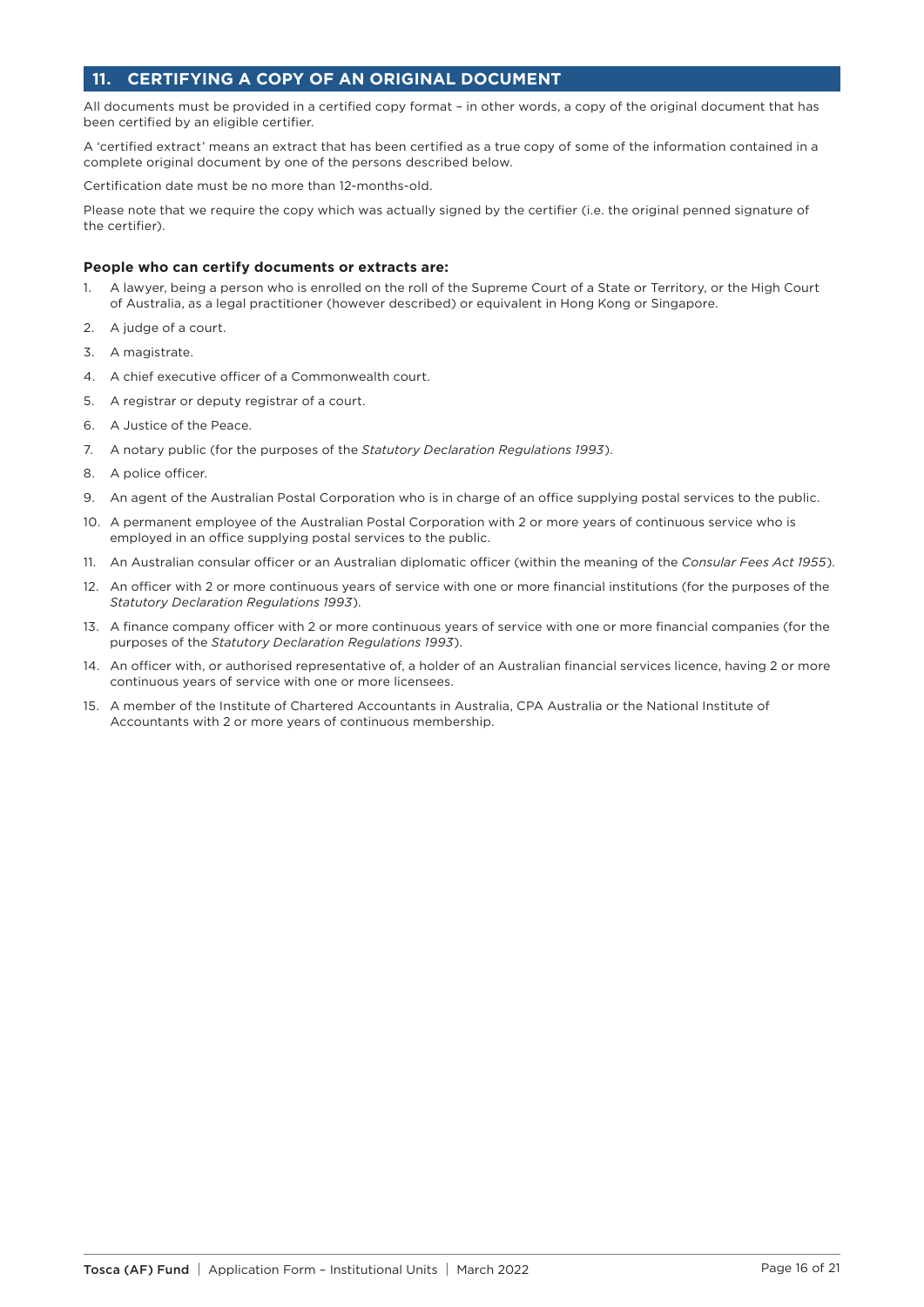## 11. CERTIFYING A COPY OF AN ORIGINAL DOCUMENT

All documents must be provided in a certified copy format – in other words, a copy of the original document that has been certified by an eligible certifier.

A 'certified extract' means an extract that has been certified as a true copy of some of the information contained in a complete original document by one of the persons described below.

Certification date must be no more than 12-months-old.

Please note that we require the copy which was actually signed by the certifier (i.e. the original penned signature of the certifier).

**People who can certify documents or extracts are:**

1. A lawyer, being a person who is enrolled on the roll of the Supreme Court of a State or Territory, or the High Court of Australia, as a legal practitioner (however described) or equivalent in Hong Kong or Singapore.
2. A judge of a court.
3. A magistrate.
4. A chief executive officer of a Commonwealth court.
5. A registrar or deputy registrar of a court.
6. A Justice of the Peace.
7. A notary public (for the purposes of the *Statutory Declaration Regulations 1993*).
8. A police officer.
9. An agent of the Australian Postal Corporation who is in charge of an office supplying postal services to the public.
10. A permanent employee of the Australian Postal Corporation with 2 or more years of continuous service who is employed in an office supplying postal services to the public.
11. An Australian consular officer or an Australian diplomatic officer (within the meaning of the *Consular Fees Act 1955*).
12. An officer with 2 or more continuous years of service with one or more financial institutions (for the purposes of the *Statutory Declaration Regulations 1993*).
13. A finance company officer with 2 or more continuous years of service with one or more financial companies (for the purposes of the *Statutory Declaration Regulations 1993*).
14. An officer with, or authorised representative of, a holder of an Australian financial services licence, having 2 or more continuous years of service with one or more licensees.
15. A member of the Institute of Chartered Accountants in Australia, CPA Australia or the National Institute of Accountants with 2 or more years of continuous membership.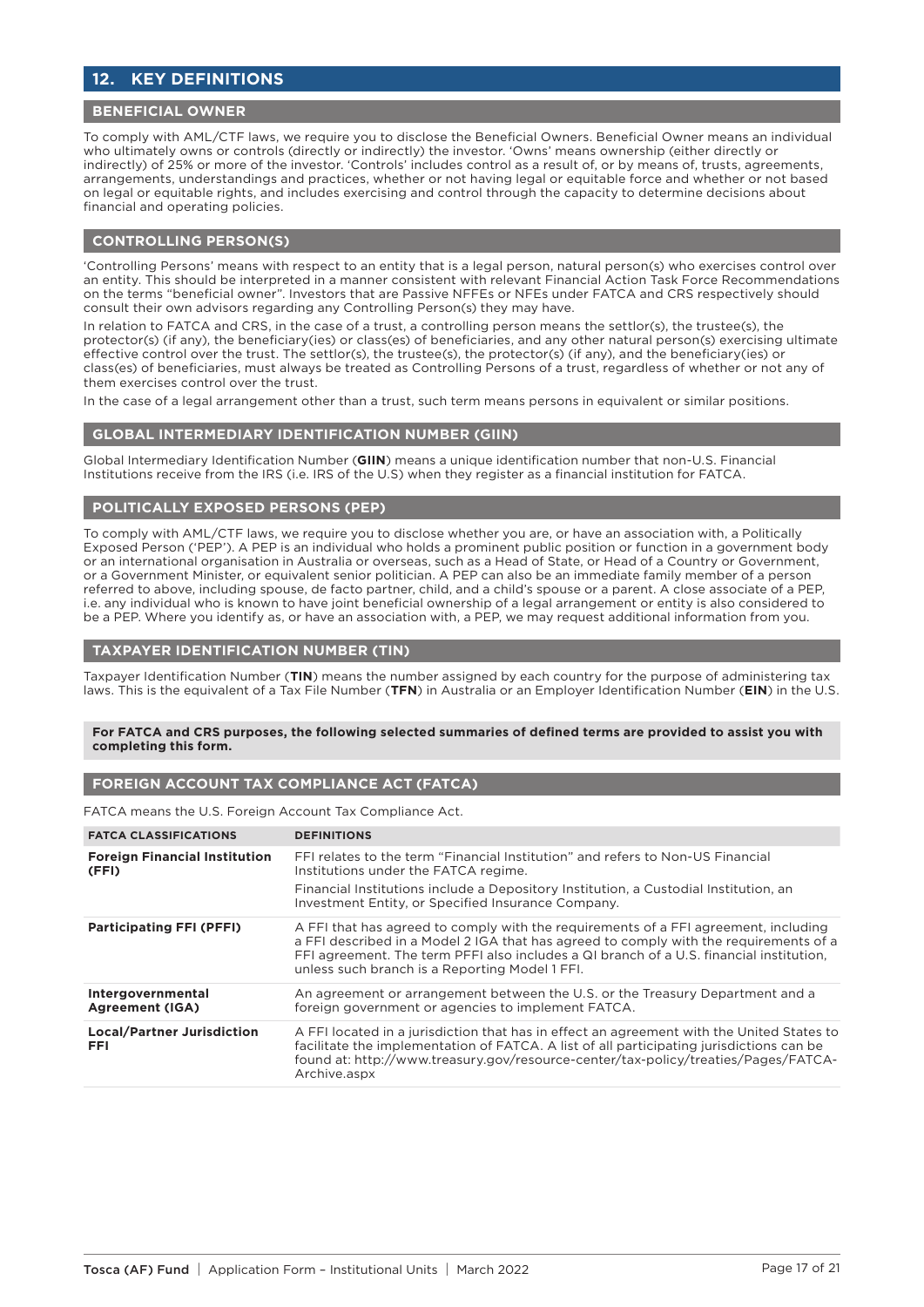## 12. KEY DEFINITIONS

### BENEFICIAL OWNER

To comply with AML/CTF laws, we require you to disclose the Beneficial Owners. Beneficial Owner means an individual who ultimately owns or controls (directly or indirectly) the investor. 'Owns' means ownership (either directly or indirectly) of 25% or more of the investor. 'Controls' includes control as a result of, or by means of, trusts, agreements, arrangements, understandings and practices, whether or not having legal or equitable force and whether or not based on legal or equitable rights, and includes exercising and control through the capacity to determine decisions about financial and operating policies.

### CONTROLLING PERSON(S)

'Controlling Persons' means with respect to an entity that is a legal person, natural person(s) who exercises control over an entity. This should be interpreted in a manner consistent with relevant Financial Action Task Force Recommendations on the terms "beneficial owner". Investors that are Passive NFFEs or NFEs under FATCA and CRS respectively should consult their own advisors regarding any Controlling Person(s) they may have.

In relation to FATCA and CRS, in the case of a trust, a controlling person means the settlor(s), the trustee(s), the protector(s) (if any), the beneficiary(ies) or class(es) of beneficiaries, and any other natural person(s) exercising ultimate effective control over the trust. The settlor(s), the trustee(s), the protector(s) (if any), and the beneficiary(ies) or class(es) of beneficiaries, must always be treated as Controlling Persons of a trust, regardless of whether or not any of them exercises control over the trust.

In the case of a legal arrangement other than a trust, such term means persons in equivalent or similar positions.

### GLOBAL INTERMEDIARY IDENTIFICATION NUMBER (GIIN)

Global Intermediary Identification Number (**GIIN**) means a unique identification number that non-U.S. Financial Institutions receive from the IRS (i.e. IRS of the U.S) when they register as a financial institution for FATCA.

### POLITICALLY EXPOSED PERSONS (PEP)

To comply with AML/CTF laws, we require you to disclose whether you are, or have an association with, a Politically Exposed Person ('PEP'). A PEP is an individual who holds a prominent public position or function in a government body or an international organisation in Australia or overseas, such as a Head of State, or Head of a Country or Government, or a Government Minister, or equivalent senior politician. A PEP can also be an immediate family member of a person referred to above, including spouse, de facto partner, child, and a child's spouse or a parent. A close associate of a PEP, i.e. any individual who is known to have joint beneficial ownership of a legal arrangement or entity is also considered to be a PEP. Where you identify as, or have an association with, a PEP, we may request additional information from you.

### TAXPAYER IDENTIFICATION NUMBER (TIN)

Taxpayer Identification Number (**TIN**) means the number assigned by each country for the purpose of administering tax laws. This is the equivalent of a Tax File Number (**TFN**) in Australia or an Employer Identification Number (**EIN**) in the U.S.

**For FATCA and CRS purposes, the following selected summaries of defined terms are provided to assist you with completing this form.**

### FOREIGN ACCOUNT TAX COMPLIANCE ACT (FATCA)

FATCA means the U.S. Foreign Account Tax Compliance Act.

| FATCA CLASSIFICATIONS | DEFINITIONS |
|---|---|
| **Foreign Financial Institution (FFI)** | FFI relates to the term "Financial Institution" and refers to Non-US Financial Institutions under the FATCA regime.<br>Financial Institutions include a Depository Institution, a Custodial Institution, an Investment Entity, or Specified Insurance Company. |
| **Participating FFI (PFFI)** | A FFI that has agreed to comply with the requirements of a FFI agreement, including a FFI described in a Model 2 IGA that has agreed to comply with the requirements of a FFI agreement. The term PFFI also includes a QI branch of a U.S. financial institution, unless such branch is a Reporting Model 1 FFI. |
| **Intergovernmental Agreement (IGA)** | An agreement or arrangement between the U.S. or the Treasury Department and a foreign government or agencies to implement FATCA. |
| **Local/Partner Jurisdiction FFI** | A FFI located in a jurisdiction that has in effect an agreement with the United States to facilitate the implementation of FATCA. A list of all participating jurisdictions can be found at: http://www.treasury.gov/resource-center/tax-policy/treaties/Pages/FATCA-Archive.aspx |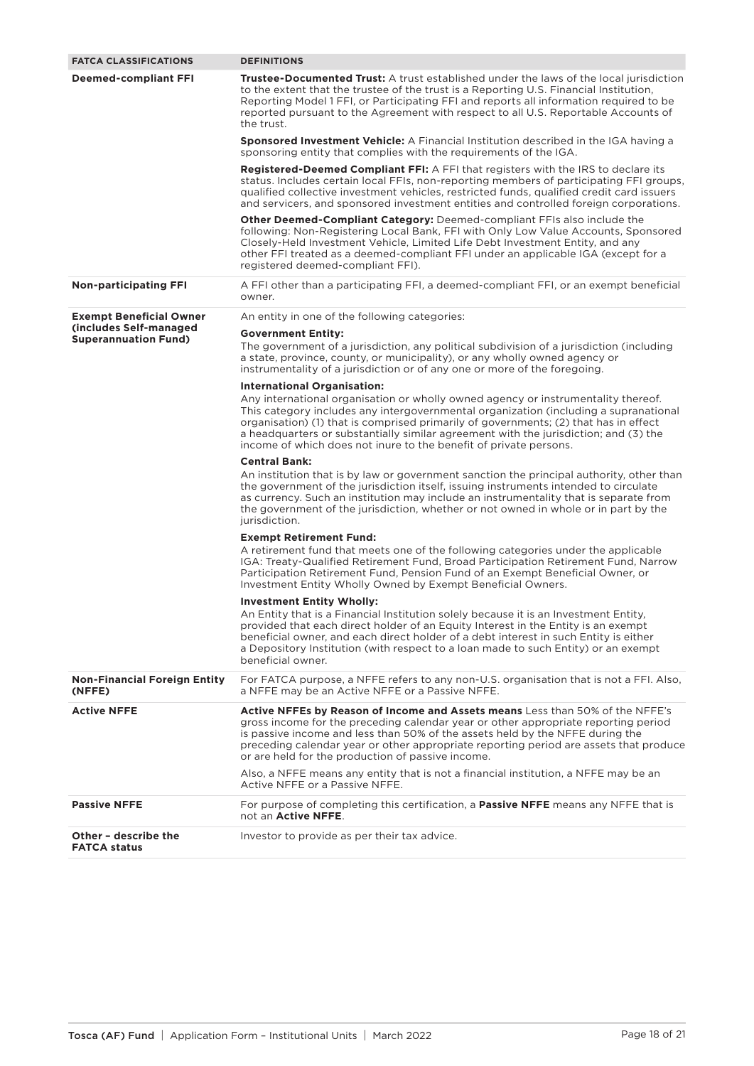| FATCA CLASSIFICATIONS | DEFINITIONS |
|---|---|
| **Deemed-compliant FFI** | **Trustee-Documented Trust:** A trust established under the laws of the local jurisdiction to the extent that the trustee of the trust is a Reporting U.S. Financial Institution, Reporting Model 1 FFI, or Participating FFI and reports all information required to be reported pursuant to the Agreement with respect to all U.S. Reportable Accounts of the trust.<br><br>**Sponsored Investment Vehicle:** A Financial Institution described in the IGA having a sponsoring entity that complies with the requirements of the IGA.<br><br>**Registered-Deemed Compliant FFI:** A FFI that registers with the IRS to declare its status. Includes certain local FFIs, non-reporting members of participating FFI groups, qualified collective investment vehicles, restricted funds, qualified credit card issuers and servicers, and sponsored investment entities and controlled foreign corporations.<br><br>**Other Deemed-Compliant Category:** Deemed-compliant FFIs also include the following: Non-Registering Local Bank, FFI with Only Low Value Accounts, Sponsored Closely-Held Investment Vehicle, Limited Life Debt Investment Entity, and any other FFI treated as a deemed-compliant FFI under an applicable IGA (except for a registered deemed-compliant FFI). |
| **Non-participating FFI** | A FFI other than a participating FFI, a deemed-compliant FFI, or an exempt beneficial owner. |
| **Exempt Beneficial Owner (includes Self-managed Superannuation Fund)** | An entity in one of the following categories:<br><br>**Government Entity:**<br>The government of a jurisdiction, any political subdivision of a jurisdiction (including a state, province, county, or municipality), or any wholly owned agency or instrumentality of a jurisdiction or of any one or more of the foregoing.<br><br>**International Organisation:**<br>Any international organisation or wholly owned agency or instrumentality thereof. This category includes any intergovernmental organization (including a supranational organisation) (1) that is comprised primarily of governments; (2) that has in effect a headquarters or substantially similar agreement with the jurisdiction; and (3) the income of which does not inure to the benefit of private persons.<br><br>**Central Bank:**<br>An institution that is by law or government sanction the principal authority, other than the government of the jurisdiction itself, issuing instruments intended to circulate as currency. Such an institution may include an instrumentality that is separate from the government of the jurisdiction, whether or not owned in whole or in part by the jurisdiction.<br><br>**Exempt Retirement Fund:**<br>A retirement fund that meets one of the following categories under the applicable IGA: Treaty-Qualified Retirement Fund, Broad Participation Retirement Fund, Narrow Participation Retirement Fund, Pension Fund of an Exempt Beneficial Owner, or Investment Entity Wholly Owned by Exempt Beneficial Owners.<br><br>**Investment Entity Wholly:**<br>An Entity that is a Financial Institution solely because it is an Investment Entity, provided that each direct holder of an Equity Interest in the Entity is an exempt beneficial owner, and each direct holder of a debt interest in such Entity is either a Depository Institution (with respect to a loan made to such Entity) or an exempt beneficial owner. |
| **Non-Financial Foreign Entity (NFFE)** | For FATCA purpose, a NFFE refers to any non-U.S. organisation that is not a FFI. Also, a NFFE may be an Active NFFE or a Passive NFFE. |
| **Active NFFE** | **Active NFFEs by Reason of Income and Assets means** Less than 50% of the NFFE's gross income for the preceding calendar year or other appropriate reporting period is passive income and less than 50% of the assets held by the NFFE during the preceding calendar year or other appropriate reporting period are assets that produce or are held for the production of passive income.<br><br>Also, a NFFE means any entity that is not a financial institution, a NFFE may be an Active NFFE or a Passive NFFE. |
| **Passive NFFE** | For purpose of completing this certification, a **Passive NFFE** means any NFFE that is not an **Active NFFE**. |
| **Other – describe the FATCA status** | Investor to provide as per their tax advice. |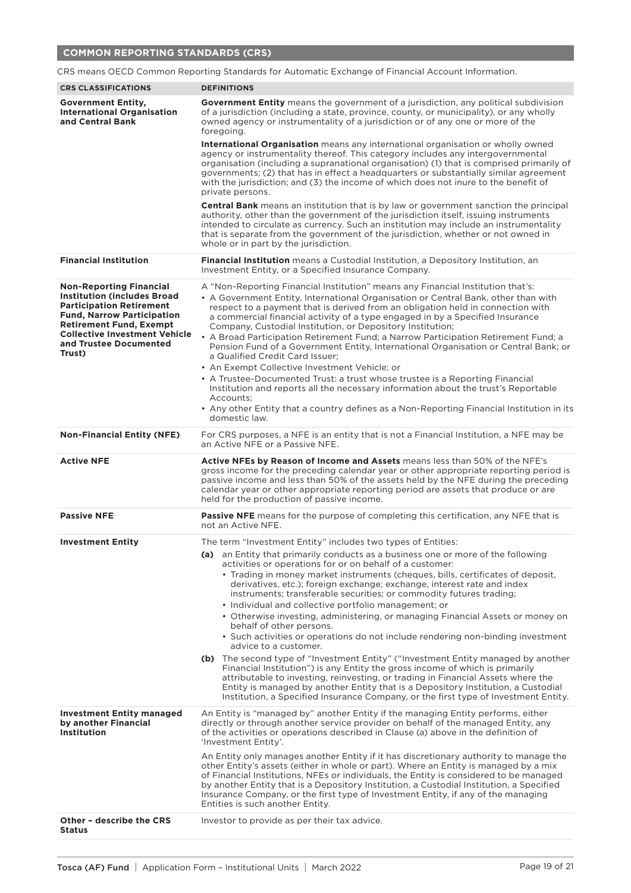## COMMON REPORTING STANDARDS (CRS)

CRS means OECD Common Reporting Standards for Automatic Exchange of Financial Account Information.

| CRS CLASSIFICATIONS | DEFINITIONS |
|---|---|
| **Government Entity, International Organisation and Central Bank** | **Government Entity** means the government of a jurisdiction, any political subdivision of a jurisdiction (including a state, province, county, or municipality), or any wholly owned agency or instrumentality of a jurisdiction or of any one or more of the foregoing.<br><br>**International Organisation** means any international organisation or wholly owned agency or instrumentality thereof. This category includes any intergovernmental organisation (including a supranational organisation) (1) that is comprised primarily of governments; (2) that has in effect a headquarters or substantially similar agreement with the jurisdiction; and (3) the income of which does not inure to the benefit of private persons.<br><br>**Central Bank** means an institution that is by law or government sanction the principal authority, other than the government of the jurisdiction itself, issuing instruments intended to circulate as currency. Such an institution may include an instrumentality that is separate from the government of the jurisdiction, whether or not owned in whole or in part by the jurisdiction. |
| **Financial Institution** | **Financial Institution** means a Custodial Institution, a Depository Institution, an Investment Entity, or a Specified Insurance Company. |
| **Non-Reporting Financial Institution (includes Broad Participation Retirement Fund, Narrow Participation Retirement Fund, Exempt Collective Investment Vehicle and Trustee Documented Trust)** | A "Non-Reporting Financial Institution" means any Financial Institution that's:<br>• A Government Entity, International Organisation or Central Bank, other than with respect to a payment that is derived from an obligation held in connection with a commercial financial activity of a type engaged in by a Specified Insurance Company, Custodial Institution, or Depository Institution;<br>• A Broad Participation Retirement Fund; a Narrow Participation Retirement Fund; a Pension Fund of a Government Entity, International Organisation or Central Bank; or a Qualified Credit Card Issuer;<br>• An Exempt Collective Investment Vehicle; or<br>• A Trustee-Documented Trust: a trust whose trustee is a Reporting Financial Institution and reports all the necessary information about the trust's Reportable Accounts;<br>• Any other Entity that a country defines as a Non-Reporting Financial Institution in its domestic law. |
| **Non-Financial Entity (NFE)** | For CRS purposes, a NFE is an entity that is not a Financial Institution, a NFE may be an Active NFE or a Passive NFE. |
| **Active NFE** | **Active NFEs by Reason of Income and Assets** means less than 50% of the NFE's gross income for the preceding calendar year or other appropriate reporting period is passive income and less than 50% of the assets held by the NFE during the preceding calendar year or other appropriate reporting period are assets that produce or are held for the production of passive income. |
| **Passive NFE** | **Passive NFE** means for the purpose of completing this certification, any NFE that is not an Active NFE. |
| **Investment Entity** | The term "Investment Entity" includes two types of Entities:<br>**(a)** an Entity that primarily conducts as a business one or more of the following activities or operations for or on behalf of a customer:<br>• Trading in money market instruments (cheques, bills, certificates of deposit, derivatives, etc.); foreign exchange; exchange, interest rate and index instruments; transferable securities; or commodity futures trading;<br>• Individual and collective portfolio management; or<br>• Otherwise investing, administering, or managing Financial Assets or money on behalf of other persons.<br>• Such activities or operations do not include rendering non-binding investment advice to a customer.<br>**(b)** The second type of "Investment Entity" ("Investment Entity managed by another Financial Institution") is any Entity the gross income of which is primarily attributable to investing, reinvesting, or trading in Financial Assets where the Entity is managed by another Entity that is a Depository Institution, a Custodial Institution, a Specified Insurance Company, or the first type of Investment Entity. |
| **Investment Entity managed by another Financial Institution** | An Entity is "managed by" another Entity if the managing Entity performs, either directly or through another service provider on behalf of the managed Entity, any of the activities or operations described in Clause (a) above in the definition of 'Investment Entity'.<br><br>An Entity only manages another Entity if it has discretionary authority to manage the other Entity's assets (either in whole or part). Where an Entity is managed by a mix of Financial Institutions, NFEs or individuals, the Entity is considered to be managed by another Entity that is a Depository Institution, a Custodial Institution, a Specified Insurance Company, or the first type of Investment Entity, if any of the managing Entities is such another Entity. |
| **Other – describe the CRS Status** | Investor to provide as per their tax advice. |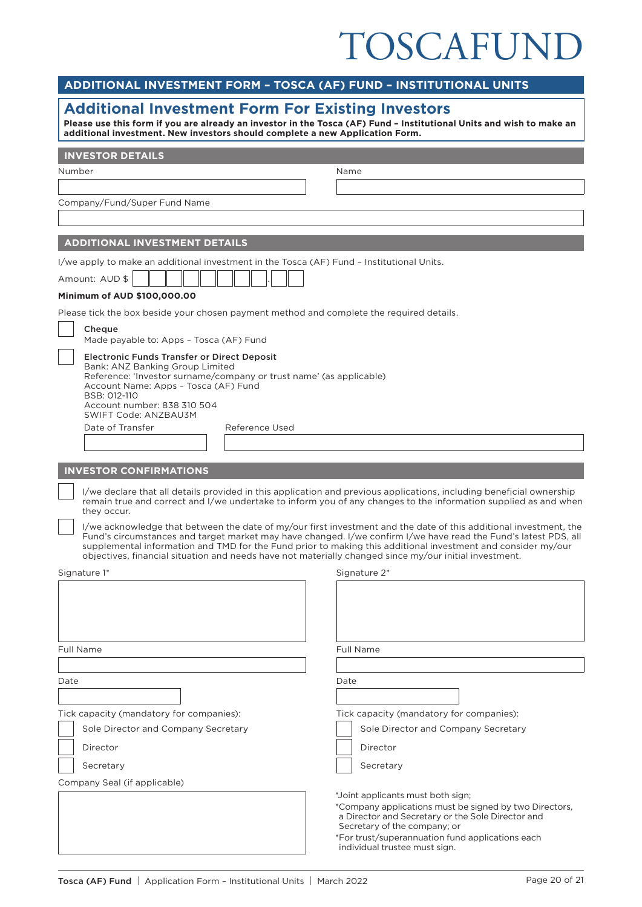# TOSCAFUND

## ADDITIONAL INVESTMENT FORM – TOSCA (AF) FUND – INSTITUTIONAL UNITS

## Additional Investment Form For Existing Investors

**Please use this form if you are already an investor in the Tosca (AF) Fund – Institutional Units and wish to make an additional investment. New investors should complete a new Application Form.**

### INVESTOR DETAILS

Number

Name

Company/Fund/Super Fund Name

### ADDITIONAL INVESTMENT DETAILS

I/we apply to make an additional investment in the Tosca (AF) Fund – Institutional Units.

Amount: AUD $ ☐☐☐☐☐☐☐☐.☐☐

**Minimum of AUD $100,000.00**

Please tick the box beside your chosen payment method and complete the required details.

☐ **Cheque**
Made payable to: Apps – Tosca (AF) Fund

☐ **Electronic Funds Transfer or Direct Deposit**
Bank: ANZ Banking Group Limited
Reference: 'Investor surname/company or trust name' (as applicable)
Account Name: Apps – Tosca (AF) Fund
BSB: 012-110
Account number: 838 310 504
SWIFT Code: ANZBAU3M

Date of Transfer

Reference Used

### INVESTOR CONFIRMATIONS

☐ I/we declare that all details provided in this application and previous applications, including beneficial ownership remain true and correct and I/we undertake to inform you of any changes to the information supplied as and when they occur.

☐ I/we acknowledge that between the date of my/our first investment and the date of this additional investment, the Fund's circumstances and target market may have changed. I/we confirm I/we have read the Fund's latest PDS, all supplemental information and TMD for the Fund prior to making this additional investment and consider my/our objectives, financial situation and needs have not materially changed since my/our initial investment.

Signature 1*

Full Name

Date

Tick capacity (mandatory for companies):

☐ Sole Director and Company Secretary

☐ Director

☐ Secretary

Company Seal (if applicable)

Signature 2*

Full Name

Date

Tick capacity (mandatory for companies):

☐ Sole Director and Company Secretary

☐ Director

☐ Secretary

*Joint applicants must both sign;

*Company applications must be signed by two Directors, a Director and Secretary or the Sole Director and Secretary of the company; or

*For trust/superannuation fund applications each individual trustee must sign.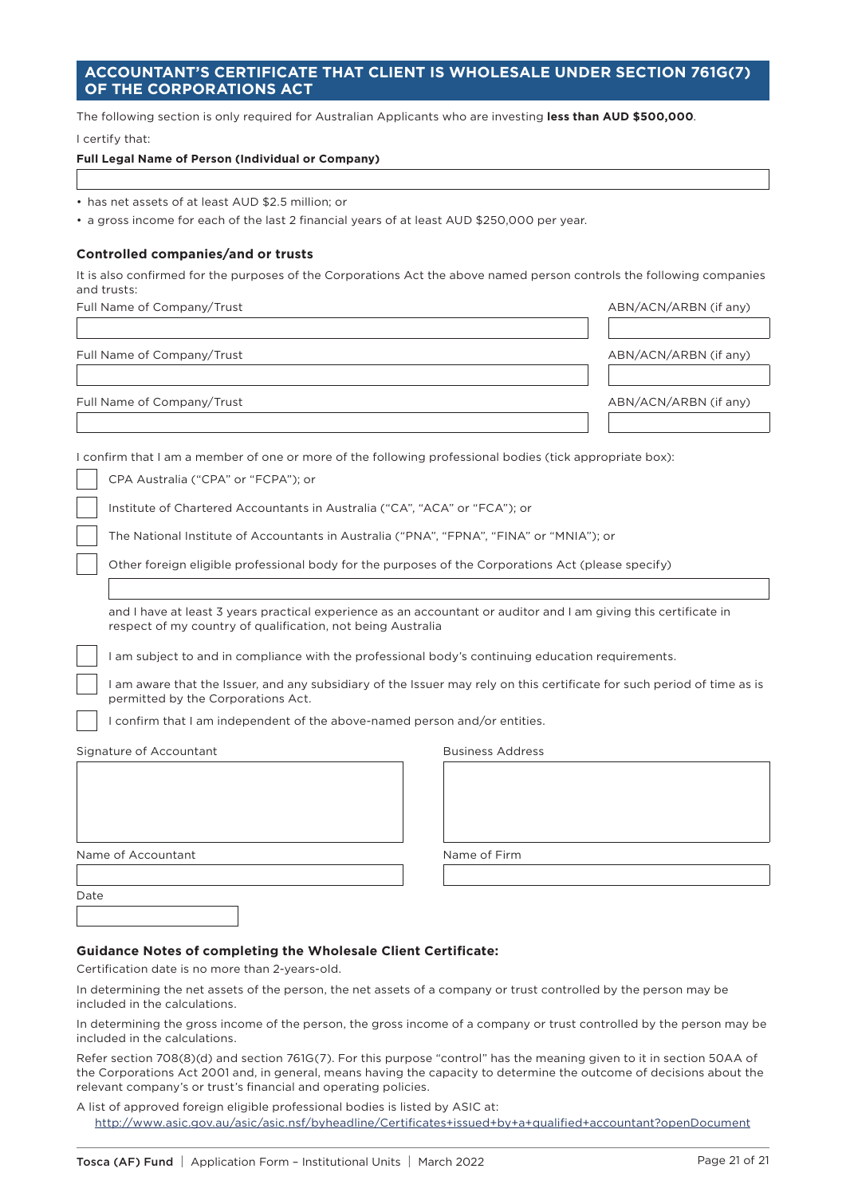## ACCOUNTANT'S CERTIFICATE THAT CLIENT IS WHOLESALE UNDER SECTION 761G(7) OF THE CORPORATIONS ACT

The following section is only required for Australian Applicants who are investing **less than AUD $500,000**.

I certify that:

**Full Legal Name of Person (Individual or Company)**

- has net assets of at least AUD $2.5 million; or
- a gross income for each of the last 2 financial years of at least AUD $250,000 per year.

### Controlled companies/and or trusts

It is also confirmed for the purposes of the Corporations Act the above named person controls the following companies and trusts:

| Full Name of Company/Trust | ABN/ACN/ARBN (if any) |
|---|---|
| | |
| | |
| | |

I confirm that I am a member of one or more of the following professional bodies (tick appropriate box):

- ☐ CPA Australia ("CPA" or "FCPA"); or
- ☐ Institute of Chartered Accountants in Australia ("CA", "ACA" or "FCA"); or
- ☐ The National Institute of Accountants in Australia ("PNA", "FPNA", "FINA" or "MNIA"); or
- ☐ Other foreign eligible professional body for the purposes of the Corporations Act (please specify)

  and I have at least 3 years practical experience as an accountant or auditor and I am giving this certificate in respect of my country of qualification, not being Australia

- ☐ I am subject to and in compliance with the professional body's continuing education requirements.
- ☐ I am aware that the Issuer, and any subsidiary of the Issuer may rely on this certificate for such period of time as is permitted by the Corporations Act.
- ☐ I confirm that I am independent of the above-named person and/or entities.

Signature of Accountant

Business Address

Name of Accountant

Name of Firm

Date

### Guidance Notes of completing the Wholesale Client Certificate:

Certification date is no more than 2-years-old.

In determining the net assets of the person, the net assets of a company or trust controlled by the person may be included in the calculations.

In determining the gross income of the person, the gross income of a company or trust controlled by the person may be included in the calculations.

Refer section 708(8)(d) and section 761G(7). For this purpose "control" has the meaning given to it in section 50AA of the Corporations Act 2001 and, in general, means having the capacity to determine the outcome of decisions about the relevant company's or trust's financial and operating policies.

A list of approved foreign eligible professional bodies is listed by ASIC at:
http://www.asic.gov.au/asic/asic.nsf/byheadline/Certificates+issued+by+a+qualified+accountant?openDocument